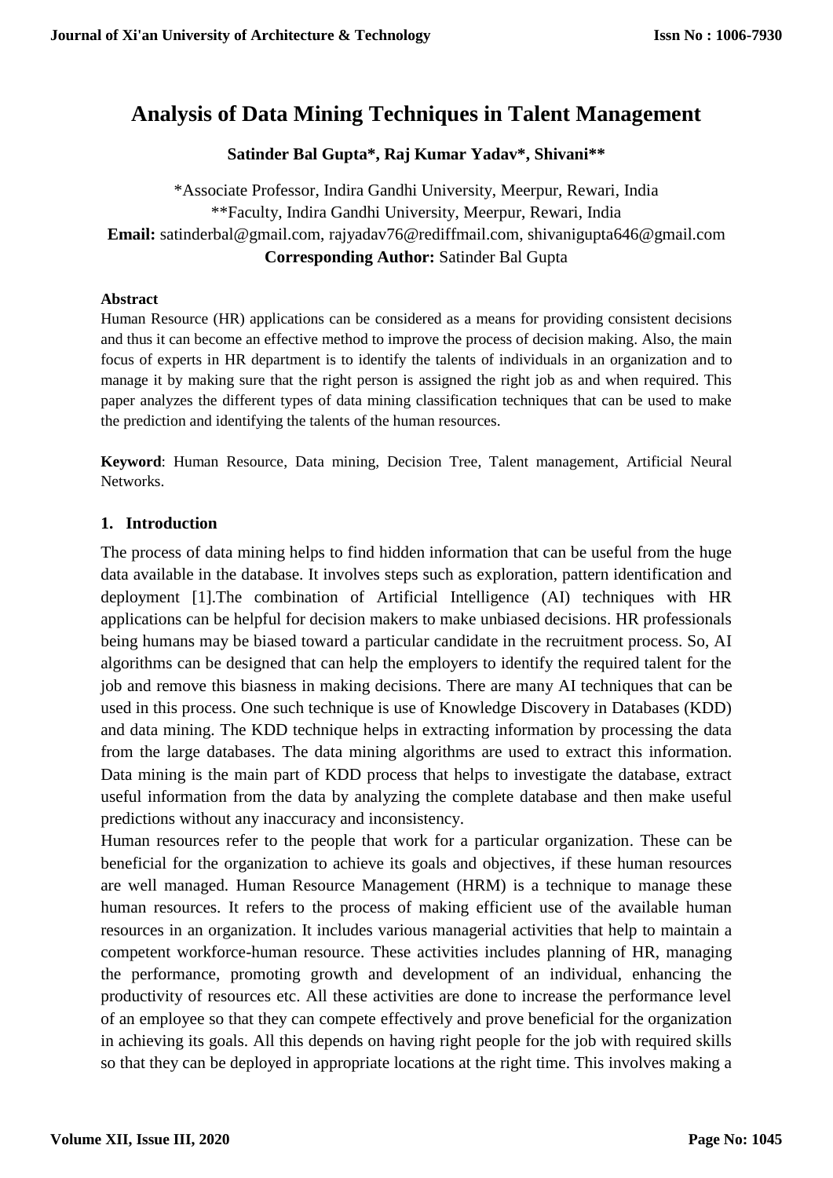# Analysis of Data Mining Techniques in Talent Management

**Satinder Bal Gupta*, Raj Kumar Yadav*, Shivani****

*Associate Professor, Indira Gandhi University, Meerpur, Rewari, India
**Faculty, Indira Gandhi University, Meerpur, Rewari, India
**Email:** satinderbal@gmail.com, rajyadav76@rediffmail.com, shivanigupta646@gmail.com
**Corresponding Author:** Satinder Bal Gupta

**Abstract**

Human Resource (HR) applications can be considered as a means for providing consistent decisions and thus it can become an effective method to improve the process of decision making. Also, the main focus of experts in HR department is to identify the talents of individuals in an organization and to manage it by making sure that the right person is assigned the right job as and when required. This paper analyzes the different types of data mining classification techniques that can be used to make the prediction and identifying the talents of the human resources.

**Keyword**: Human Resource, Data mining, Decision Tree, Talent management, Artificial Neural Networks.

## 1. Introduction

The process of data mining helps to find hidden information that can be useful from the huge data available in the database. It involves steps such as exploration, pattern identification and deployment [1].The combination of Artificial Intelligence (AI) techniques with HR applications can be helpful for decision makers to make unbiased decisions. HR professionals being humans may be biased toward a particular candidate in the recruitment process. So, AI algorithms can be designed that can help the employers to identify the required talent for the job and remove this biasness in making decisions. There are many AI techniques that can be used in this process. One such technique is use of Knowledge Discovery in Databases (KDD) and data mining. The KDD technique helps in extracting information by processing the data from the large databases. The data mining algorithms are used to extract this information. Data mining is the main part of KDD process that helps to investigate the database, extract useful information from the data by analyzing the complete database and then make useful predictions without any inaccuracy and inconsistency.

Human resources refer to the people that work for a particular organization. These can be beneficial for the organization to achieve its goals and objectives, if these human resources are well managed. Human Resource Management (HRM) is a technique to manage these human resources. It refers to the process of making efficient use of the available human resources in an organization. It includes various managerial activities that help to maintain a competent workforce-human resource. These activities includes planning of HR, managing the performance, promoting growth and development of an individual, enhancing the productivity of resources etc. All these activities are done to increase the performance level of an employee so that they can compete effectively and prove beneficial for the organization in achieving its goals. All this depends on having right people for the job with required skills so that they can be deployed in appropriate locations at the right time. This involves making a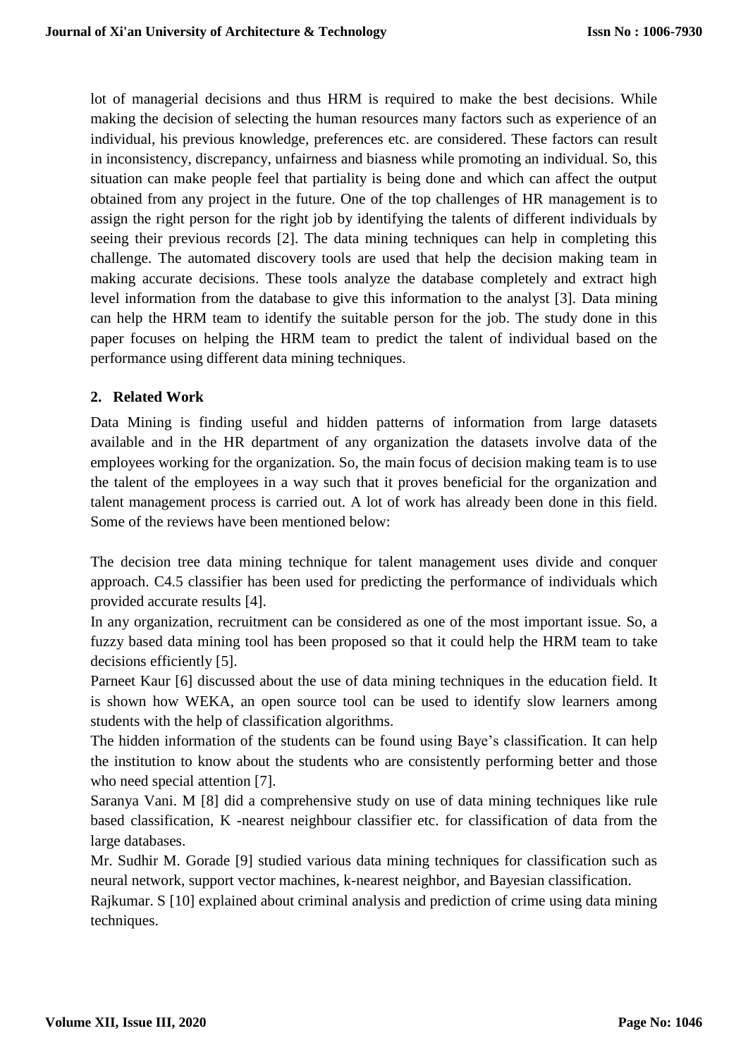lot of managerial decisions and thus HRM is required to make the best decisions. While making the decision of selecting the human resources many factors such as experience of an individual, his previous knowledge, preferences etc. are considered. These factors can result in inconsistency, discrepancy, unfairness and biasness while promoting an individual. So, this situation can make people feel that partiality is being done and which can affect the output obtained from any project in the future. One of the top challenges of HR management is to assign the right person for the right job by identifying the talents of different individuals by seeing their previous records [2]. The data mining techniques can help in completing this challenge. The automated discovery tools are used that help the decision making team in making accurate decisions. These tools analyze the database completely and extract high level information from the database to give this information to the analyst [3]. Data mining can help the HRM team to identify the suitable person for the job. The study done in this paper focuses on helping the HRM team to predict the talent of individual based on the performance using different data mining techniques.

## 2. Related Work

Data Mining is finding useful and hidden patterns of information from large datasets available and in the HR department of any organization the datasets involve data of the employees working for the organization. So, the main focus of decision making team is to use the talent of the employees in a way such that it proves beneficial for the organization and talent management process is carried out. A lot of work has already been done in this field. Some of the reviews have been mentioned below:

The decision tree data mining technique for talent management uses divide and conquer approach. C4.5 classifier has been used for predicting the performance of individuals which provided accurate results [4].

In any organization, recruitment can be considered as one of the most important issue. So, a fuzzy based data mining tool has been proposed so that it could help the HRM team to take decisions efficiently [5].

Parneet Kaur [6] discussed about the use of data mining techniques in the education field. It is shown how WEKA, an open source tool can be used to identify slow learners among students with the help of classification algorithms.

The hidden information of the students can be found using Baye's classification. It can help the institution to know about the students who are consistently performing better and those who need special attention [7].

Saranya Vani. M [8] did a comprehensive study on use of data mining techniques like rule based classification, K -nearest neighbour classifier etc. for classification of data from the large databases.

Mr. Sudhir M. Gorade [9] studied various data mining techniques for classification such as neural network, support vector machines, k-nearest neighbor, and Bayesian classification.

Rajkumar. S [10] explained about criminal analysis and prediction of crime using data mining techniques.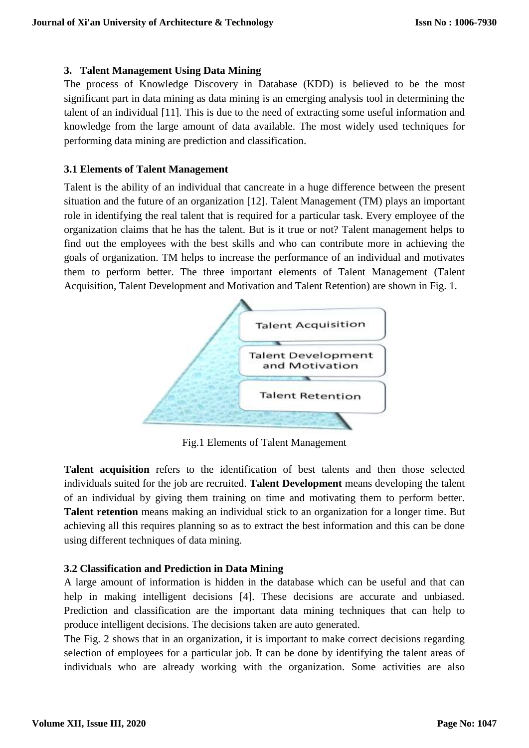## 3. Talent Management Using Data Mining

The process of Knowledge Discovery in Database (KDD) is believed to be the most significant part in data mining as data mining is an emerging analysis tool in determining the talent of an individual [11]. This is due to the need of extracting some useful information and knowledge from the large amount of data available. The most widely used techniques for performing data mining are prediction and classification.

### 3.1 Elements of Talent Management

Talent is the ability of an individual that cancreate in a huge difference between the present situation and the future of an organization [12]. Talent Management (TM) plays an important role in identifying the real talent that is required for a particular task. Every employee of the organization claims that he has the talent. But is it true or not? Talent management helps to find out the employees with the best skills and who can contribute more in achieving the goals of organization. TM helps to increase the performance of an individual and motivates them to perform better. The three important elements of Talent Management (Talent Acquisition, Talent Development and Motivation and Talent Retention) are shown in Fig. 1.

Talent Acquisition

Talent Development and Motivation

Talent Retention

Fig.1 Elements of Talent Management

**Talent acquisition** refers to the identification of best talents and then those selected individuals suited for the job are recruited. **Talent Development** means developing the talent of an individual by giving them training on time and motivating them to perform better. **Talent retention** means making an individual stick to an organization for a longer time. But achieving all this requires planning so as to extract the best information and this can be done using different techniques of data mining.

### 3.2 Classification and Prediction in Data Mining

A large amount of information is hidden in the database which can be useful and that can help in making intelligent decisions [4]. These decisions are accurate and unbiased. Prediction and classification are the important data mining techniques that can help to produce intelligent decisions. The decisions taken are auto generated.

The Fig. 2 shows that in an organization, it is important to make correct decisions regarding selection of employees for a particular job. It can be done by identifying the talent areas of individuals who are already working with the organization. Some activities are also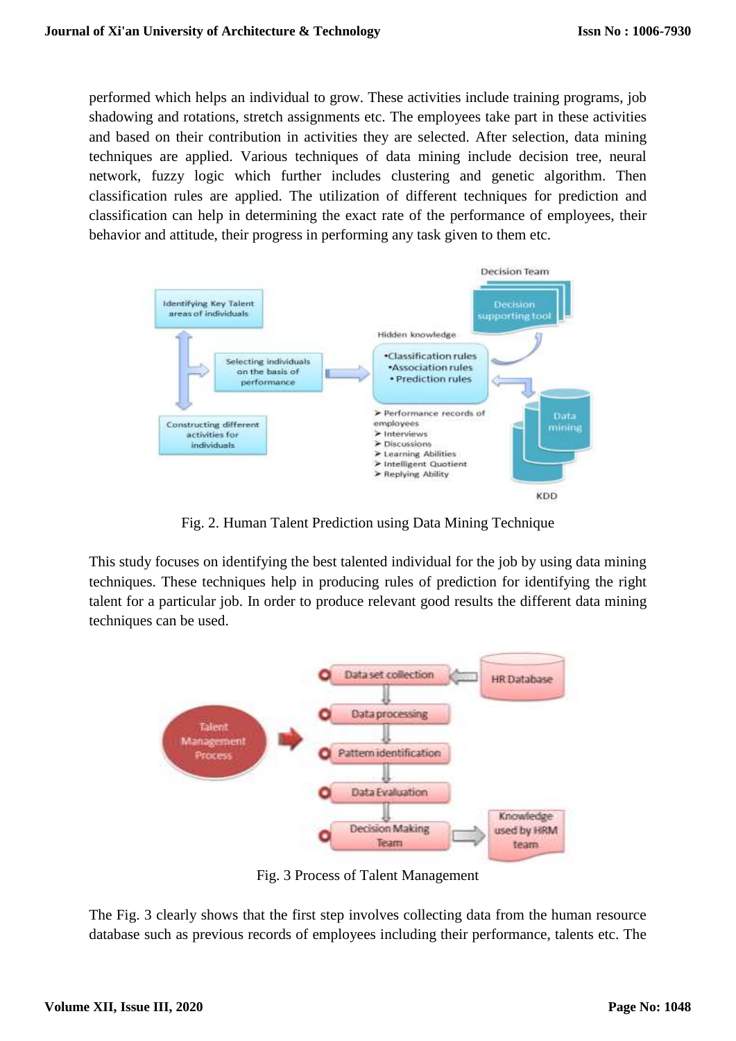performed which helps an individual to grow. These activities include training programs, job shadowing and rotations, stretch assignments etc. The employees take part in these activities and based on their contribution in activities they are selected. After selection, data mining techniques are applied. Various techniques of data mining include decision tree, neural network, fuzzy logic which further includes clustering and genetic algorithm. Then classification rules are applied. The utilization of different techniques for prediction and classification can help in determining the exact rate of the performance of employees, their behavior and attitude, their progress in performing any task given to them etc.

Fig. 2. Human Talent Prediction using Data Mining Technique

This study focuses on identifying the best talented individual for the job by using data mining techniques. These techniques help in producing rules of prediction for identifying the right talent for a particular job. In order to produce relevant good results the different data mining techniques can be used.

Fig. 3 Process of Talent Management

The Fig. 3 clearly shows that the first step involves collecting data from the human resource database such as previous records of employees including their performance, talents etc. The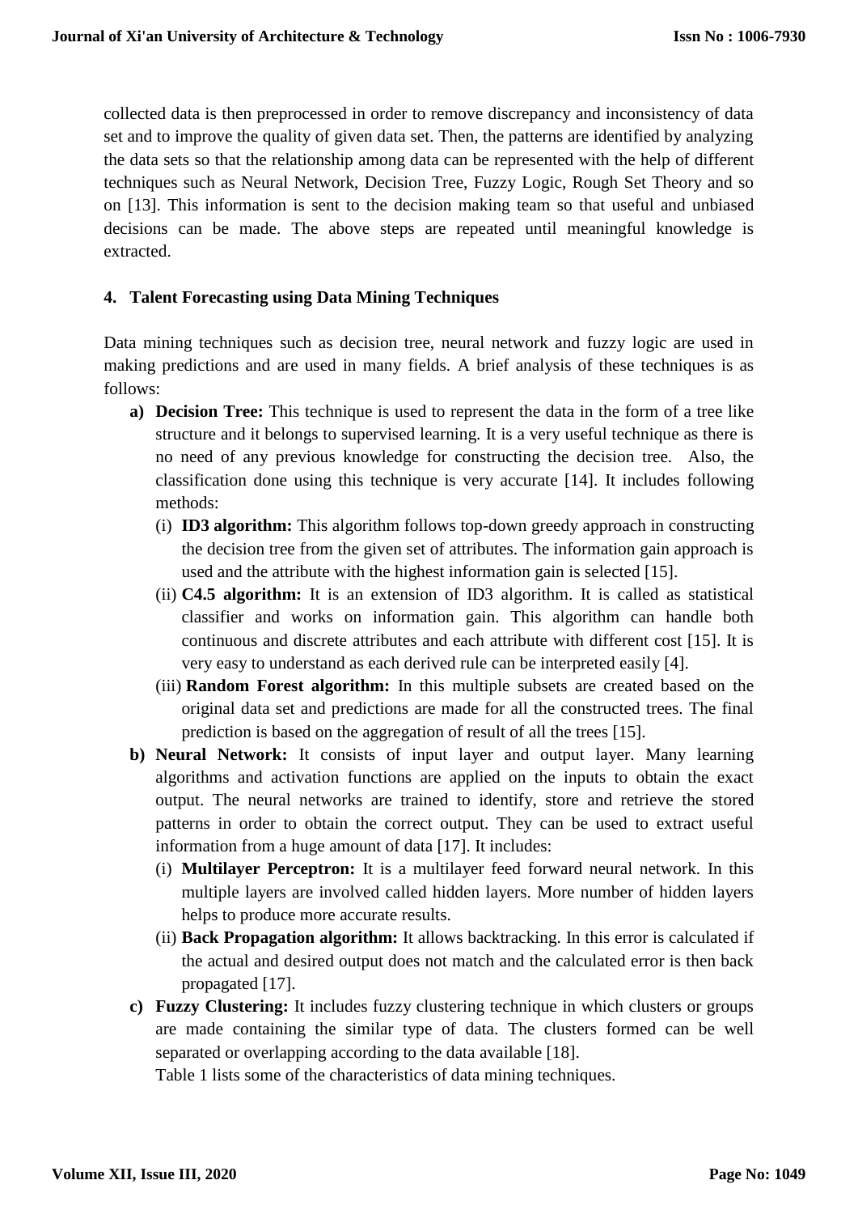collected data is then preprocessed in order to remove discrepancy and inconsistency of data set and to improve the quality of given data set. Then, the patterns are identified by analyzing the data sets so that the relationship among data can be represented with the help of different techniques such as Neural Network, Decision Tree, Fuzzy Logic, Rough Set Theory and so on [13]. This information is sent to the decision making team so that useful and unbiased decisions can be made. The above steps are repeated until meaningful knowledge is extracted.

## 4. Talent Forecasting using Data Mining Techniques

Data mining techniques such as decision tree, neural network and fuzzy logic are used in making predictions and are used in many fields. A brief analysis of these techniques is as follows:

a) **Decision Tree:** This technique is used to represent the data in the form of a tree like structure and it belongs to supervised learning. It is a very useful technique as there is no need of any previous knowledge for constructing the decision tree. Also, the classification done using this technique is very accurate [14]. It includes following methods:
   - (i) **ID3 algorithm:** This algorithm follows top-down greedy approach in constructing the decision tree from the given set of attributes. The information gain approach is used and the attribute with the highest information gain is selected [15].
   - (ii) **C4.5 algorithm:** It is an extension of ID3 algorithm. It is called as statistical classifier and works on information gain. This algorithm can handle both continuous and discrete attributes and each attribute with different cost [15]. It is very easy to understand as each derived rule can be interpreted easily [4].
   - (iii) **Random Forest algorithm:** In this multiple subsets are created based on the original data set and predictions are made for all the constructed trees. The final prediction is based on the aggregation of result of all the trees [15].

b) **Neural Network:** It consists of input layer and output layer. Many learning algorithms and activation functions are applied on the inputs to obtain the exact output. The neural networks are trained to identify, store and retrieve the stored patterns in order to obtain the correct output. They can be used to extract useful information from a huge amount of data [17]. It includes:
   - (i) **Multilayer Perceptron:** It is a multilayer feed forward neural network. In this multiple layers are involved called hidden layers. More number of hidden layers helps to produce more accurate results.
   - (ii) **Back Propagation algorithm:** It allows backtracking. In this error is calculated if the actual and desired output does not match and the calculated error is then back propagated [17].

c) **Fuzzy Clustering:** It includes fuzzy clustering technique in which clusters or groups are made containing the similar type of data. The clusters formed can be well separated or overlapping according to the data available [18].

   Table 1 lists some of the characteristics of data mining techniques.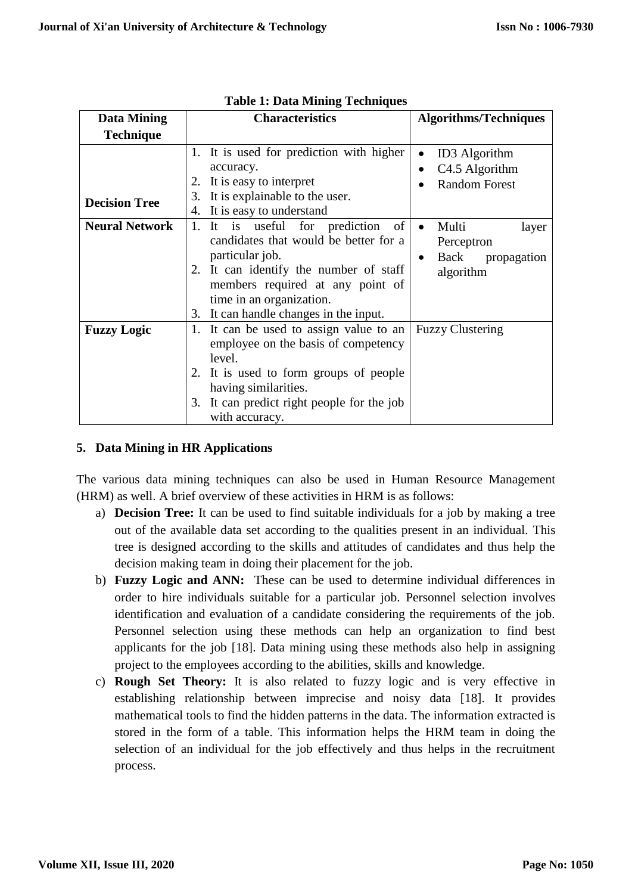**Table 1: Data Mining Techniques**

| Data Mining Technique | Characteristics | Algorithms/Techniques |
|---|---|---|
| **Decision Tree** | 1. It is used for prediction with higher accuracy. 2. It is easy to interpret 3. It is explainable to the user. 4. It is easy to understand | • ID3 Algorithm • C4.5 Algorithm • Random Forest |
| **Neural Network** | 1. It is useful for prediction of candidates that would be better for a particular job. 2. It can identify the number of staff members required at any point of time in an organization. 3. It can handle changes in the input. | • Multi layer Perceptron • Back propagation algorithm |
| **Fuzzy Logic** | 1. It can be used to assign value to an employee on the basis of competency level. 2. It is used to form groups of people having similarities. 3. It can predict right people for the job with accuracy. | Fuzzy Clustering |

## 5. Data Mining in HR Applications

The various data mining techniques can also be used in Human Resource Management (HRM) as well. A brief overview of these activities in HRM is as follows:

a) **Decision Tree:** It can be used to find suitable individuals for a job by making a tree out of the available data set according to the qualities present in an individual. This tree is designed according to the skills and attitudes of candidates and thus help the decision making team in doing their placement for the job.

b) **Fuzzy Logic and ANN:** These can be used to determine individual differences in order to hire individuals suitable for a particular job. Personnel selection involves identification and evaluation of a candidate considering the requirements of the job. Personnel selection using these methods can help an organization to find best applicants for the job [18]. Data mining using these methods also help in assigning project to the employees according to the abilities, skills and knowledge.

c) **Rough Set Theory:** It is also related to fuzzy logic and is very effective in establishing relationship between imprecise and noisy data [18]. It provides mathematical tools to find the hidden patterns in the data. The information extracted is stored in the form of a table. This information helps the HRM team in doing the selection of an individual for the job effectively and thus helps in the recruitment process.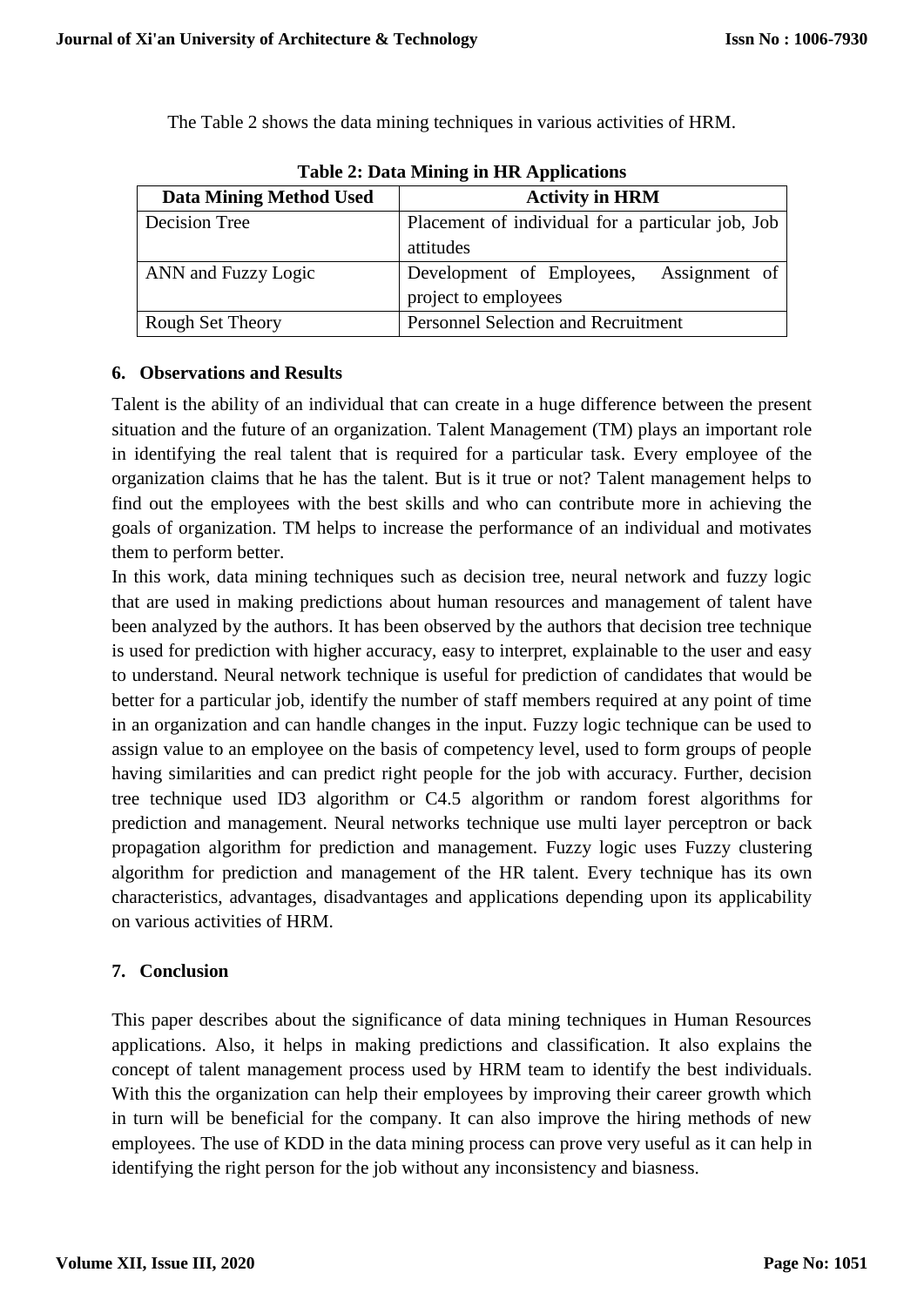The Table 2 shows the data mining techniques in various activities of HRM.

**Table 2: Data Mining in HR Applications**

| Data Mining Method Used | Activity in HRM |
|---|---|
| Decision Tree | Placement of individual for a particular job, Job attitudes |
| ANN and Fuzzy Logic | Development of Employees, Assignment of project to employees |
| Rough Set Theory | Personnel Selection and Recruitment |

## 6. Observations and Results

Talent is the ability of an individual that can create in a huge difference between the present situation and the future of an organization. Talent Management (TM) plays an important role in identifying the real talent that is required for a particular task. Every employee of the organization claims that he has the talent. But is it true or not? Talent management helps to find out the employees with the best skills and who can contribute more in achieving the goals of organization. TM helps to increase the performance of an individual and motivates them to perform better.

In this work, data mining techniques such as decision tree, neural network and fuzzy logic that are used in making predictions about human resources and management of talent have been analyzed by the authors. It has been observed by the authors that decision tree technique is used for prediction with higher accuracy, easy to interpret, explainable to the user and easy to understand. Neural network technique is useful for prediction of candidates that would be better for a particular job, identify the number of staff members required at any point of time in an organization and can handle changes in the input. Fuzzy logic technique can be used to assign value to an employee on the basis of competency level, used to form groups of people having similarities and can predict right people for the job with accuracy. Further, decision tree technique used ID3 algorithm or C4.5 algorithm or random forest algorithms for prediction and management. Neural networks technique use multi layer perceptron or back propagation algorithm for prediction and management. Fuzzy logic uses Fuzzy clustering algorithm for prediction and management of the HR talent. Every technique has its own characteristics, advantages, disadvantages and applications depending upon its applicability on various activities of HRM.

## 7. Conclusion

This paper describes about the significance of data mining techniques in Human Resources applications. Also, it helps in making predictions and classification. It also explains the concept of talent management process used by HRM team to identify the best individuals. With this the organization can help their employees by improving their career growth which in turn will be beneficial for the company. It can also improve the hiring methods of new employees. The use of KDD in the data mining process can prove very useful as it can help in identifying the right person for the job without any inconsistency and biasness.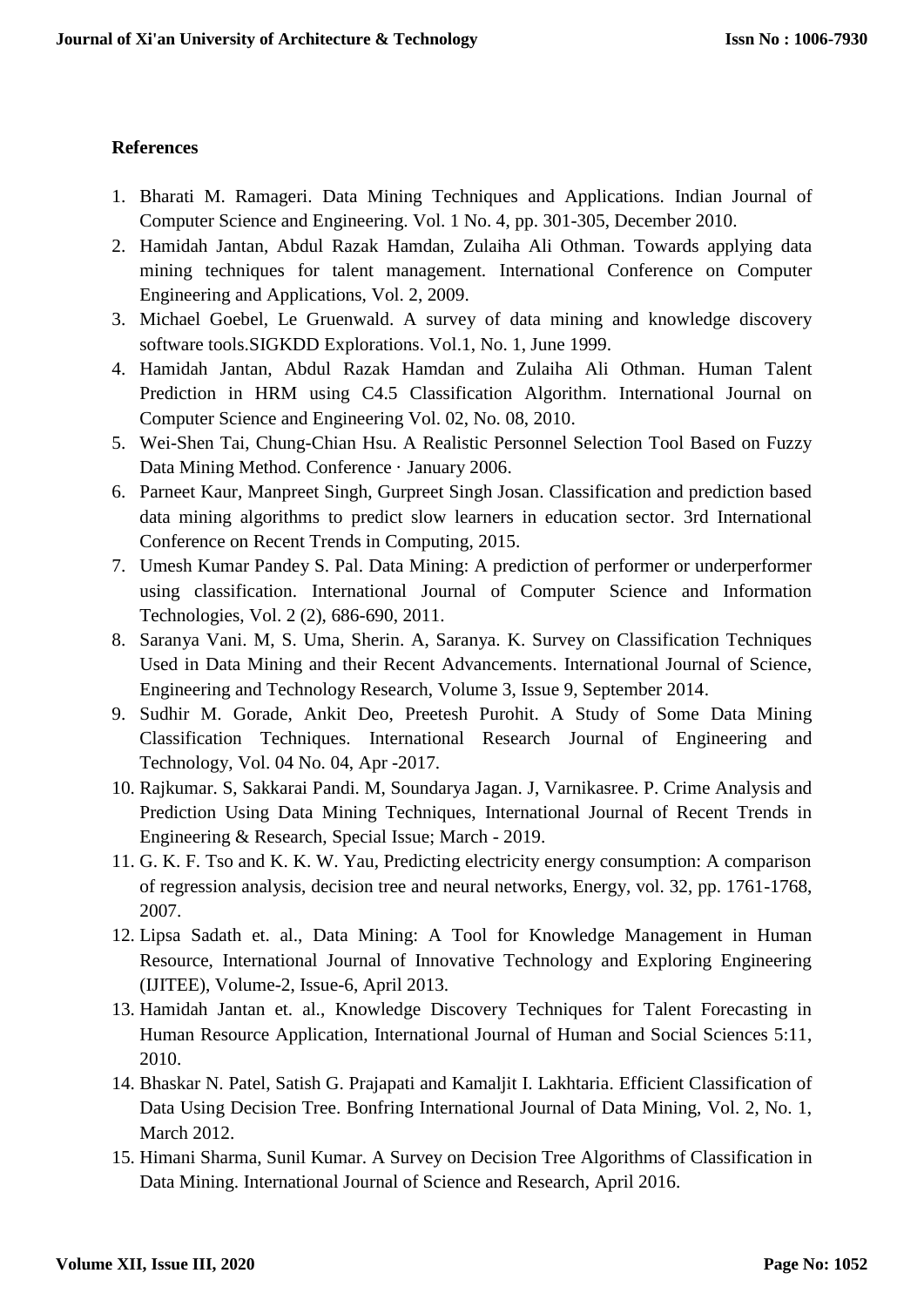## References

1. Bharati M. Ramageri. Data Mining Techniques and Applications. Indian Journal of Computer Science and Engineering. Vol. 1 No. 4, pp. 301-305, December 2010.
2. Hamidah Jantan, Abdul Razak Hamdan, Zulaiha Ali Othman. Towards applying data mining techniques for talent management. International Conference on Computer Engineering and Applications, Vol. 2, 2009.
3. Michael Goebel, Le Gruenwald. A survey of data mining and knowledge discovery software tools.SIGKDD Explorations. Vol.1, No. 1, June 1999.
4. Hamidah Jantan, Abdul Razak Hamdan and Zulaiha Ali Othman. Human Talent Prediction in HRM using C4.5 Classification Algorithm. International Journal on Computer Science and Engineering Vol. 02, No. 08, 2010.
5. Wei-Shen Tai, Chung-Chian Hsu. A Realistic Personnel Selection Tool Based on Fuzzy Data Mining Method. Conference · January 2006.
6. Parneet Kaur, Manpreet Singh, Gurpreet Singh Josan. Classification and prediction based data mining algorithms to predict slow learners in education sector. 3rd International Conference on Recent Trends in Computing, 2015.
7. Umesh Kumar Pandey S. Pal. Data Mining: A prediction of performer or underperformer using classification. International Journal of Computer Science and Information Technologies, Vol. 2 (2), 686-690, 2011.
8. Saranya Vani. M, S. Uma, Sherin. A, Saranya. K. Survey on Classification Techniques Used in Data Mining and their Recent Advancements. International Journal of Science, Engineering and Technology Research, Volume 3, Issue 9, September 2014.
9. Sudhir M. Gorade, Ankit Deo, Preetesh Purohit. A Study of Some Data Mining Classification Techniques. International Research Journal of Engineering and Technology, Vol. 04 No. 04, Apr -2017.
10. Rajkumar. S, Sakkarai Pandi. M, Soundarya Jagan. J, Varnikasree. P. Crime Analysis and Prediction Using Data Mining Techniques, International Journal of Recent Trends in Engineering & Research, Special Issue; March - 2019.
11. G. K. F. Tso and K. K. W. Yau, Predicting electricity energy consumption: A comparison of regression analysis, decision tree and neural networks, Energy, vol. 32, pp. 1761-1768, 2007.
12. Lipsa Sadath et. al., Data Mining: A Tool for Knowledge Management in Human Resource, International Journal of Innovative Technology and Exploring Engineering (IJITEE), Volume-2, Issue-6, April 2013.
13. Hamidah Jantan et. al., Knowledge Discovery Techniques for Talent Forecasting in Human Resource Application, International Journal of Human and Social Sciences 5:11, 2010.
14. Bhaskar N. Patel, Satish G. Prajapati and Kamaljit I. Lakhtaria. Efficient Classification of Data Using Decision Tree. Bonfring International Journal of Data Mining, Vol. 2, No. 1, March 2012.
15. Himani Sharma, Sunil Kumar. A Survey on Decision Tree Algorithms of Classification in Data Mining. International Journal of Science and Research, April 2016.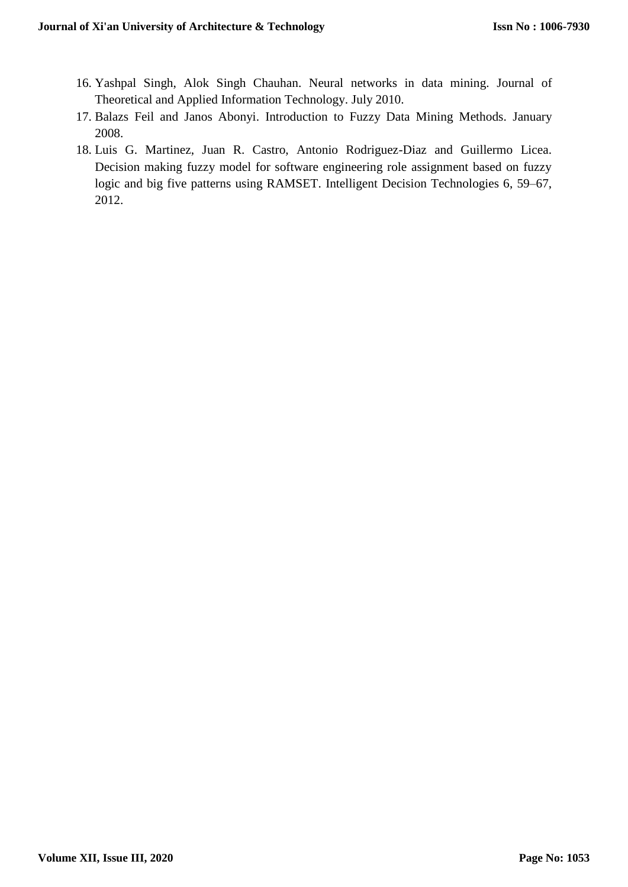16. Yashpal Singh, Alok Singh Chauhan. Neural networks in data mining. Journal of Theoretical and Applied Information Technology. July 2010.
17. Balazs Feil and Janos Abonyi. Introduction to Fuzzy Data Mining Methods. January 2008.
18. Luis G. Martinez, Juan R. Castro, Antonio Rodriguez-Diaz and Guillermo Licea. Decision making fuzzy model for software engineering role assignment based on fuzzy logic and big five patterns using RAMSET. Intelligent Decision Technologies 6, 59–67, 2012.